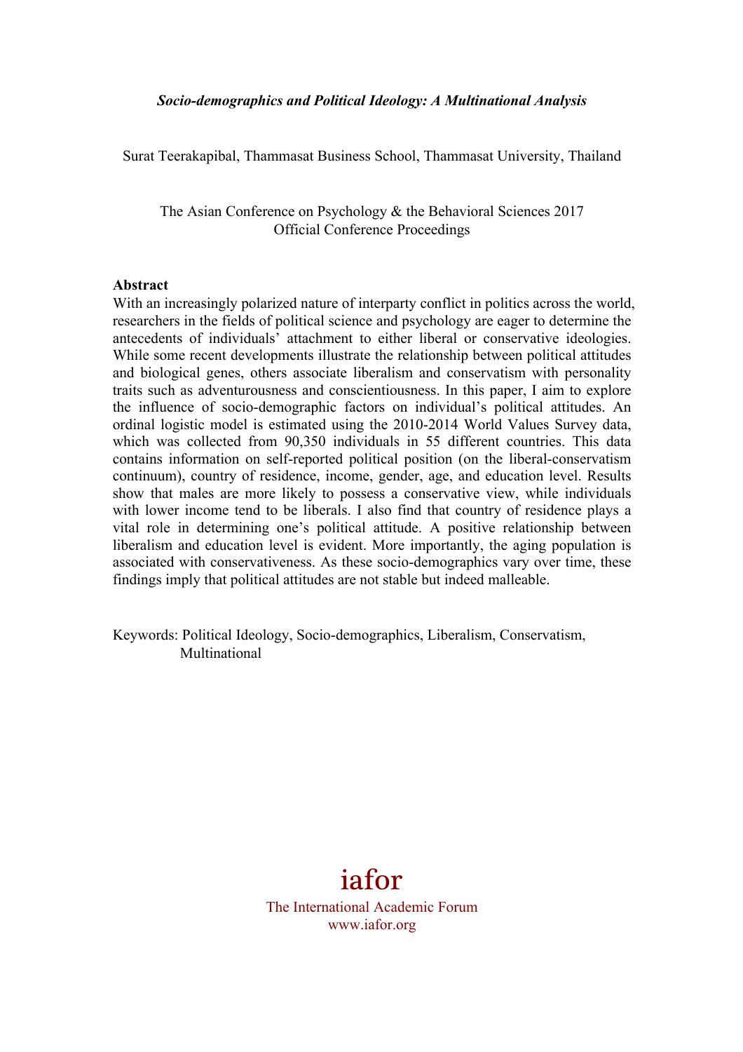***Socio-demographics and Political Ideology: A Multinational Analysis***

Surat Teerakapibal, Thammasat Business School, Thammasat University, Thailand

The Asian Conference on Psychology & the Behavioral Sciences 2017
Official Conference Proceedings

**Abstract**

With an increasingly polarized nature of interparty conflict in politics across the world, researchers in the fields of political science and psychology are eager to determine the antecedents of individuals' attachment to either liberal or conservative ideologies. While some recent developments illustrate the relationship between political attitudes and biological genes, others associate liberalism and conservatism with personality traits such as adventurousness and conscientiousness. In this paper, I aim to explore the influence of socio-demographic factors on individual's political attitudes. An ordinal logistic model is estimated using the 2010-2014 World Values Survey data, which was collected from 90,350 individuals in 55 different countries. This data contains information on self-reported political position (on the liberal-conservatism continuum), country of residence, income, gender, age, and education level. Results show that males are more likely to possess a conservative view, while individuals with lower income tend to be liberals. I also find that country of residence plays a vital role in determining one's political attitude. A positive relationship between liberalism and education level is evident. More importantly, the aging population is associated with conservativeness. As these socio-demographics vary over time, these findings imply that political attitudes are not stable but indeed malleable.

Keywords: Political Ideology, Socio-demographics, Liberalism, Conservatism, Multinational

iafor

The International Academic Forum
www.iafor.org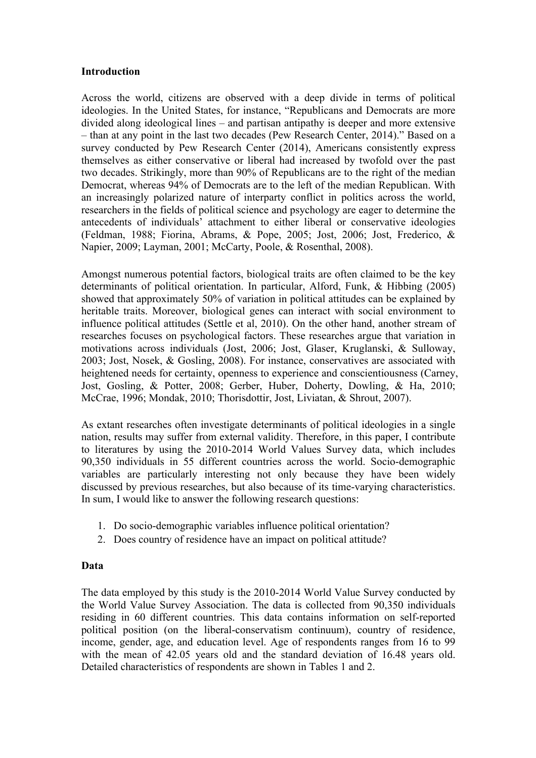## Introduction

Across the world, citizens are observed with a deep divide in terms of political ideologies. In the United States, for instance, "Republicans and Democrats are more divided along ideological lines – and partisan antipathy is deeper and more extensive – than at any point in the last two decades (Pew Research Center, 2014)." Based on a survey conducted by Pew Research Center (2014), Americans consistently express themselves as either conservative or liberal had increased by twofold over the past two decades. Strikingly, more than 90% of Republicans are to the right of the median Democrat, whereas 94% of Democrats are to the left of the median Republican. With an increasingly polarized nature of interparty conflict in politics across the world, researchers in the fields of political science and psychology are eager to determine the antecedents of individuals' attachment to either liberal or conservative ideologies (Feldman, 1988; Fiorina, Abrams, & Pope, 2005; Jost, 2006; Jost, Frederico, & Napier, 2009; Layman, 2001; McCarty, Poole, & Rosenthal, 2008).

Amongst numerous potential factors, biological traits are often claimed to be the key determinants of political orientation. In particular, Alford, Funk, & Hibbing (2005) showed that approximately 50% of variation in political attitudes can be explained by heritable traits. Moreover, biological genes can interact with social environment to influence political attitudes (Settle et al, 2010). On the other hand, another stream of researches focuses on psychological factors. These researches argue that variation in motivations across individuals (Jost, 2006; Jost, Glaser, Kruglanski, & Sulloway, 2003; Jost, Nosek, & Gosling, 2008). For instance, conservatives are associated with heightened needs for certainty, openness to experience and conscientiousness (Carney, Jost, Gosling, & Potter, 2008; Gerber, Huber, Doherty, Dowling, & Ha, 2010; McCrae, 1996; Mondak, 2010; Thorisdottir, Jost, Liviatan, & Shrout, 2007).

As extant researches often investigate determinants of political ideologies in a single nation, results may suffer from external validity. Therefore, in this paper, I contribute to literatures by using the 2010-2014 World Values Survey data, which includes 90,350 individuals in 55 different countries across the world. Socio-demographic variables are particularly interesting not only because they have been widely discussed by previous researches, but also because of its time-varying characteristics. In sum, I would like to answer the following research questions:

1. Do socio-demographic variables influence political orientation?
2. Does country of residence have an impact on political attitude?

## Data

The data employed by this study is the 2010-2014 World Value Survey conducted by the World Value Survey Association. The data is collected from 90,350 individuals residing in 60 different countries. This data contains information on self-reported political position (on the liberal-conservatism continuum), country of residence, income, gender, age, and education level. Age of respondents ranges from 16 to 99 with the mean of 42.05 years old and the standard deviation of 16.48 years old. Detailed characteristics of respondents are shown in Tables 1 and 2.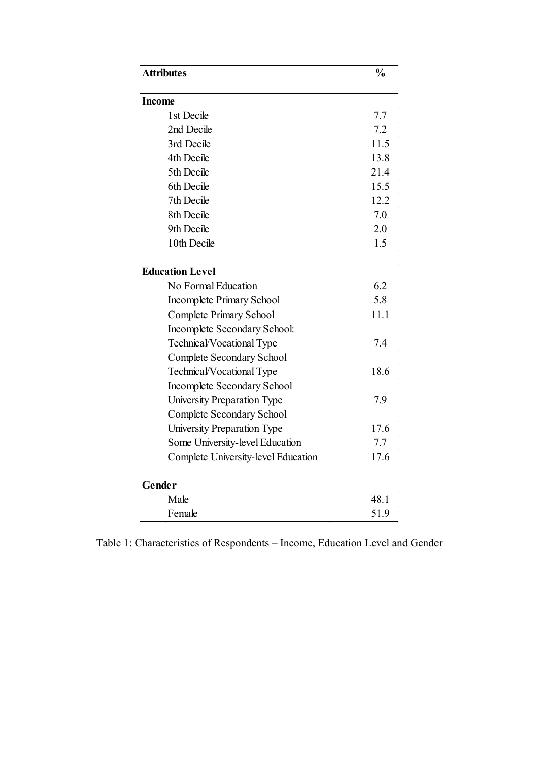| Attributes | % |
|---|---|
| **Income** | |
| 1st Decile | 7.7 |
| 2nd Decile | 7.2 |
| 3rd Decile | 11.5 |
| 4th Decile | 13.8 |
| 5th Decile | 21.4 |
| 6th Decile | 15.5 |
| 7th Decile | 12.2 |
| 8th Decile | 7.0 |
| 9th Decile | 2.0 |
| 10th Decile | 1.5 |
| **Education Level** | |
| No Formal Education | 6.2 |
| Incomplete Primary School | 5.8 |
| Complete Primary School | 11.1 |
| Incomplete Secondary School: Technical/Vocational Type | 7.4 |
| Complete Secondary School Technical/Vocational Type | 18.6 |
| Incomplete Secondary School University Preparation Type | 7.9 |
| Complete Secondary School University Preparation Type | 17.6 |
| Some University-level Education | 7.7 |
| Complete University-level Education | 17.6 |
| **Gender** | |
| Male | 48.1 |
| Female | 51.9 |

Table 1: Characteristics of Respondents – Income, Education Level and Gender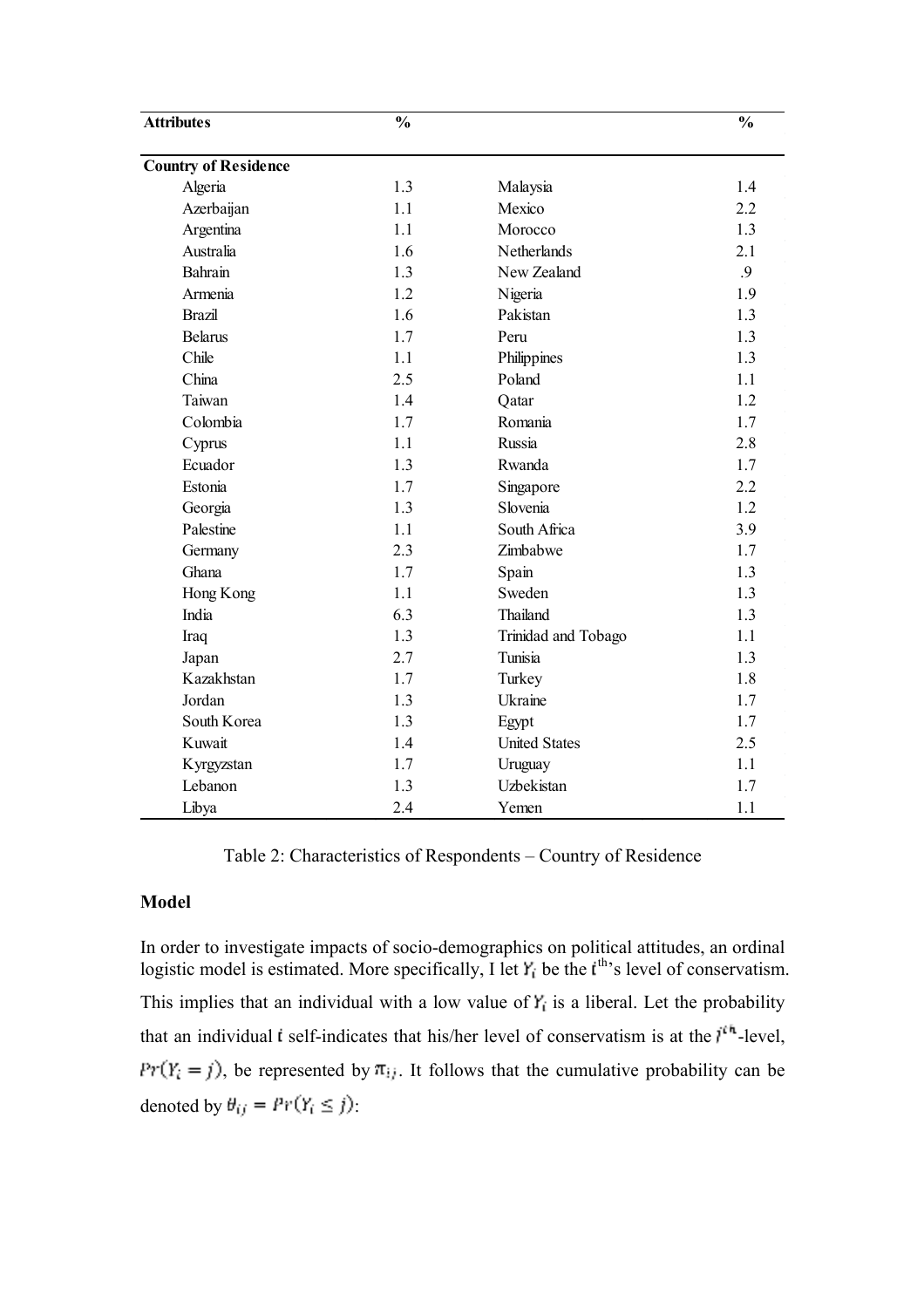| Attributes | % | | % |
|---|---|---|---|
| **Country of Residence** | | | |
| Algeria | 1.3 | Malaysia | 1.4 |
| Azerbaijan | 1.1 | Mexico | 2.2 |
| Argentina | 1.1 | Morocco | 1.3 |
| Australia | 1.6 | Netherlands | 2.1 |
| Bahrain | 1.3 | New Zealand | .9 |
| Armenia | 1.2 | Nigeria | 1.9 |
| Brazil | 1.6 | Pakistan | 1.3 |
| Belarus | 1.7 | Peru | 1.3 |
| Chile | 1.1 | Philippines | 1.3 |
| China | 2.5 | Poland | 1.1 |
| Taiwan | 1.4 | Qatar | 1.2 |
| Colombia | 1.7 | Romania | 1.7 |
| Cyprus | 1.1 | Russia | 2.8 |
| Ecuador | 1.3 | Rwanda | 1.7 |
| Estonia | 1.7 | Singapore | 2.2 |
| Georgia | 1.3 | Slovenia | 1.2 |
| Palestine | 1.1 | South Africa | 3.9 |
| Germany | 2.3 | Zimbabwe | 1.7 |
| Ghana | 1.7 | Spain | 1.3 |
| Hong Kong | 1.1 | Sweden | 1.3 |
| India | 6.3 | Thailand | 1.3 |
| Iraq | 1.3 | Trinidad and Tobago | 1.1 |
| Japan | 2.7 | Tunisia | 1.3 |
| Kazakhstan | 1.7 | Turkey | 1.8 |
| Jordan | 1.3 | Ukraine | 1.7 |
| South Korea | 1.3 | Egypt | 1.7 |
| Kuwait | 1.4 | United States | 2.5 |
| Kyrgyzstan | 1.7 | Uruguay | 1.1 |
| Lebanon | 1.3 | Uzbekistan | 1.7 |
| Libya | 2.4 | Yemen | 1.1 |

Table 2: Characteristics of Respondents – Country of Residence

**Model**

In order to investigate impacts of socio-demographics on political attitudes, an ordinal logistic model is estimated. More specifically, I let $Y_i$ be the $i^{th}$'s level of conservatism. This implies that an individual with a low value of $Y_i$ is a liberal. Let the probability that an individual $i$ self-indicates that his/her level of conservatism is at the $j^{th}$-level, $Pr(Y_i = j)$, be represented by $\pi_{ij}$. It follows that the cumulative probability can be denoted by $\theta_{ij} = Pr(Y_i \leq j)$: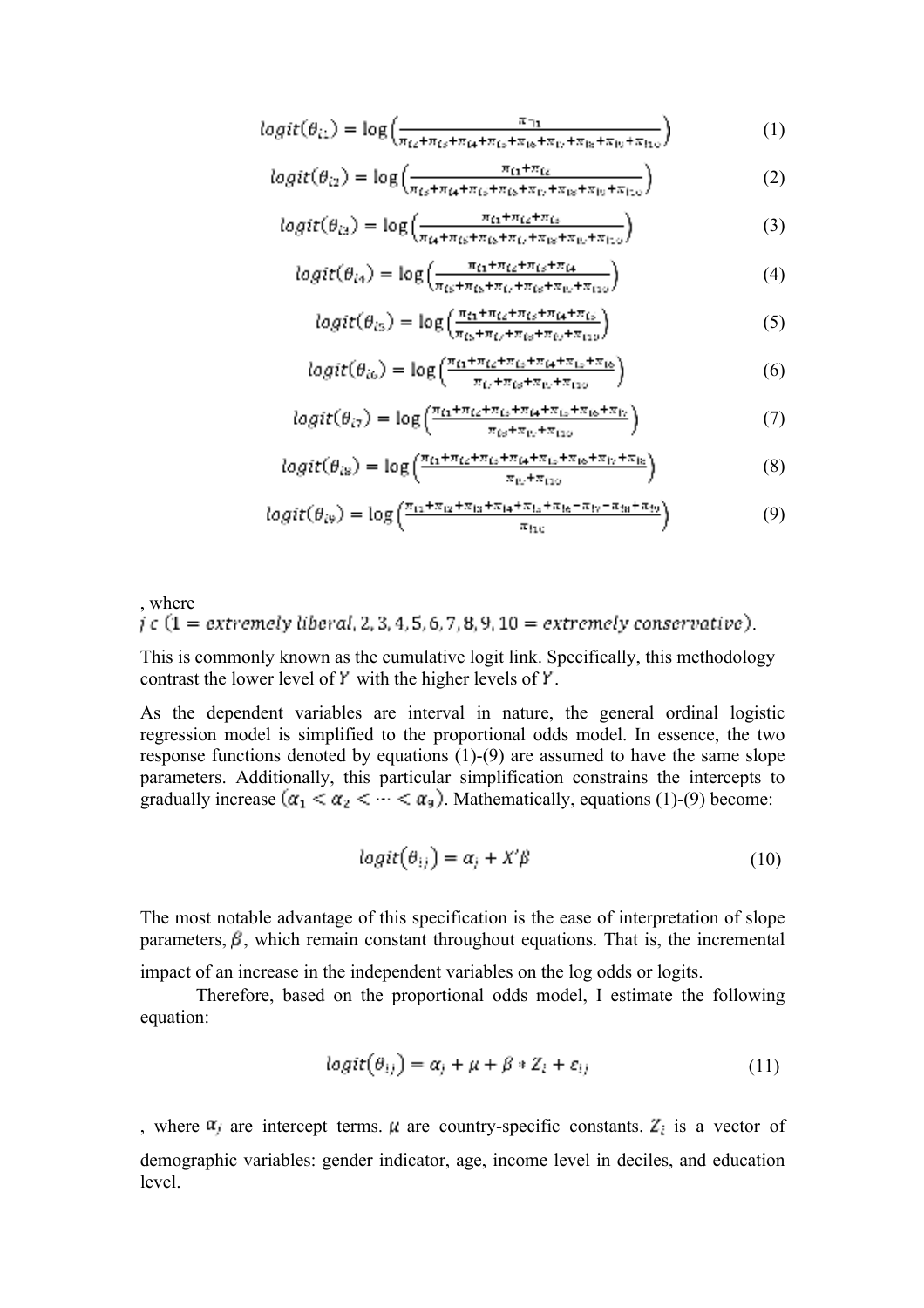$$logit(\theta_{i1}) = \log\left(\frac{\pi_{i1}}{\pi_{i2}+\pi_{i3}+\pi_{i4}+\pi_{i5}+\pi_{i6}+\pi_{i7}+\pi_{i8}+\pi_{i9}+\pi_{i10}}\right) \quad (1)$$

$$logit(\theta_{i2}) = \log\left(\frac{\pi_{i1}+\pi_{i2}}{\pi_{i3}+\pi_{i4}+\pi_{i5}+\pi_{i6}+\pi_{i7}+\pi_{i8}+\pi_{i9}+\pi_{i10}}\right) \quad (2)$$

$$logit(\theta_{i3}) = \log\left(\frac{\pi_{i1}+\pi_{i2}+\pi_{i3}}{\pi_{i4}+\pi_{i5}+\pi_{i6}+\pi_{i7}+\pi_{i8}+\pi_{i9}+\pi_{i10}}\right) \quad (3)$$

$$logit(\theta_{i4}) = \log\left(\frac{\pi_{i1}+\pi_{i2}+\pi_{i3}+\pi_{i4}}{\pi_{i5}+\pi_{i6}+\pi_{i7}+\pi_{i8}+\pi_{i9}+\pi_{i10}}\right) \quad (4)$$

$$logit(\theta_{i5}) = \log\left(\frac{\pi_{i1}+\pi_{i2}+\pi_{i3}+\pi_{i4}+\pi_{i5}}{\pi_{i6}+\pi_{i7}+\pi_{i8}+\pi_{i9}+\pi_{i10}}\right) \quad (5)$$

$$logit(\theta_{i6}) = \log\left(\frac{\pi_{i1}+\pi_{i2}+\pi_{i3}+\pi_{i4}+\pi_{i5}+\pi_{i6}}{\pi_{i7}+\pi_{i8}+\pi_{i9}+\pi_{i10}}\right) \quad (6)$$

$$logit(\theta_{i7}) = \log\left(\frac{\pi_{i1}+\pi_{i2}+\pi_{i3}+\pi_{i4}+\pi_{i5}+\pi_{i6}+\pi_{i7}}{\pi_{i8}+\pi_{i9}+\pi_{i10}}\right) \quad (7)$$

$$logit(\theta_{i8}) = \log\left(\frac{\pi_{i1}+\pi_{i2}+\pi_{i3}+\pi_{i4}+\pi_{i5}+\pi_{i6}+\pi_{i7}+\pi_{i8}}{\pi_{i9}+\pi_{i10}}\right) \quad (8)$$

$$logit(\theta_{i9}) = \log\left(\frac{\pi_{i1}+\pi_{i2}+\pi_{i3}+\pi_{i4}+\pi_{i5}+\pi_{i6}-\pi_{i7}-\pi_{i8}-\pi_{i9}}{\pi_{i10}}\right) \quad (9)$$

, where
$j \in (1 = extremely\ liberal, 2, 3, 4, 5, 6, 7, 8, 9, 10 = extremely\ conservative)$.

This is commonly known as the cumulative logit link. Specifically, this methodology contrast the lower level of $Y$ with the higher levels of $Y$.

As the dependent variables are interval in nature, the general ordinal logistic regression model is simplified to the proportional odds model. In essence, the two response functions denoted by equations (1)-(9) are assumed to have the same slope parameters. Additionally, this particular simplification constrains the intercepts to gradually increase $(\alpha_1 < \alpha_2 < \cdots < \alpha_9)$. Mathematically, equations (1)-(9) become:

$$logit(\theta_{ij}) = \alpha_j + X'\beta \quad (10)$$

The most notable advantage of this specification is the ease of interpretation of slope parameters, $\beta$, which remain constant throughout equations. That is, the incremental impact of an increase in the independent variables on the log odds or logits.

Therefore, based on the proportional odds model, I estimate the following equation:

$$logit(\theta_{ij}) = \alpha_j + \mu + \beta * Z_i + \varepsilon_{ij} \quad (11)$$

, where $\alpha_j$ are intercept terms. $\mu$ are country-specific constants. $Z_i$ is a vector of demographic variables: gender indicator, age, income level in deciles, and education level.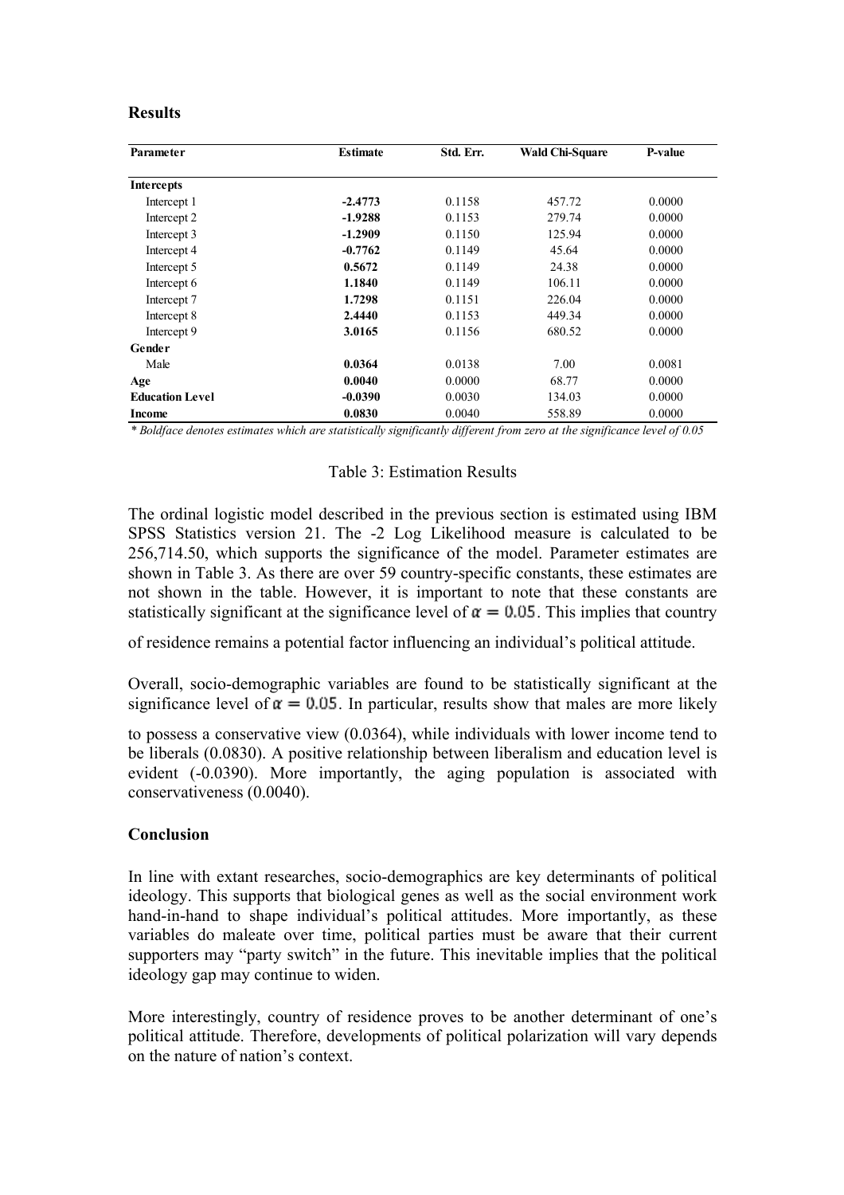## Results

| Parameter | Estimate | Std. Err. | Wald Chi-Square | P-value |
|---|---|---|---|---|
| **Intercepts** | | | | |
| Intercept 1 | **-2.4773** | 0.1158 | 457.72 | 0.0000 |
| Intercept 2 | **-1.9288** | 0.1153 | 279.74 | 0.0000 |
| Intercept 3 | **-1.2909** | 0.1150 | 125.94 | 0.0000 |
| Intercept 4 | **-0.7762** | 0.1149 | 45.64 | 0.0000 |
| Intercept 5 | **0.5672** | 0.1149 | 24.38 | 0.0000 |
| Intercept 6 | **1.1840** | 0.1149 | 106.11 | 0.0000 |
| Intercept 7 | **1.7298** | 0.1151 | 226.04 | 0.0000 |
| Intercept 8 | **2.4440** | 0.1153 | 449.34 | 0.0000 |
| Intercept 9 | **3.0165** | 0.1156 | 680.52 | 0.0000 |
| **Gender** | | | | |
| Male | **0.0364** | 0.0138 | 7.00 | 0.0081 |
| **Age** | **0.0040** | 0.0000 | 68.77 | 0.0000 |
| **Education Level** | **-0.0390** | 0.0030 | 134.03 | 0.0000 |
| **Income** | **0.0830** | 0.0040 | 558.89 | 0.0000 |

*\* Boldface denotes estimates which are statistically significantly different from zero at the significance level of 0.05*

Table 3: Estimation Results

The ordinal logistic model described in the previous section is estimated using IBM SPSS Statistics version 21. The -2 Log Likelihood measure is calculated to be 256,714.50, which supports the significance of the model. Parameter estimates are shown in Table 3. As there are over 59 country-specific constants, these estimates are not shown in the table. However, it is important to note that these constants are statistically significant at the significance level of $\alpha = 0.05$. This implies that country of residence remains a potential factor influencing an individual's political attitude.

Overall, socio-demographic variables are found to be statistically significant at the significance level of $\alpha = 0.05$. In particular, results show that males are more likely to possess a conservative view (0.0364), while individuals with lower income tend to be liberals (0.0830). A positive relationship between liberalism and education level is evident (-0.0390). More importantly, the aging population is associated with conservativeness (0.0040).

## Conclusion

In line with extant researches, socio-demographics are key determinants of political ideology. This supports that biological genes as well as the social environment work hand-in-hand to shape individual's political attitudes. More importantly, as these variables do maleate over time, political parties must be aware that their current supporters may "party switch" in the future. This inevitable implies that the political ideology gap may continue to widen.

More interestingly, country of residence proves to be another determinant of one's political attitude. Therefore, developments of political polarization will vary depends on the nature of nation's context.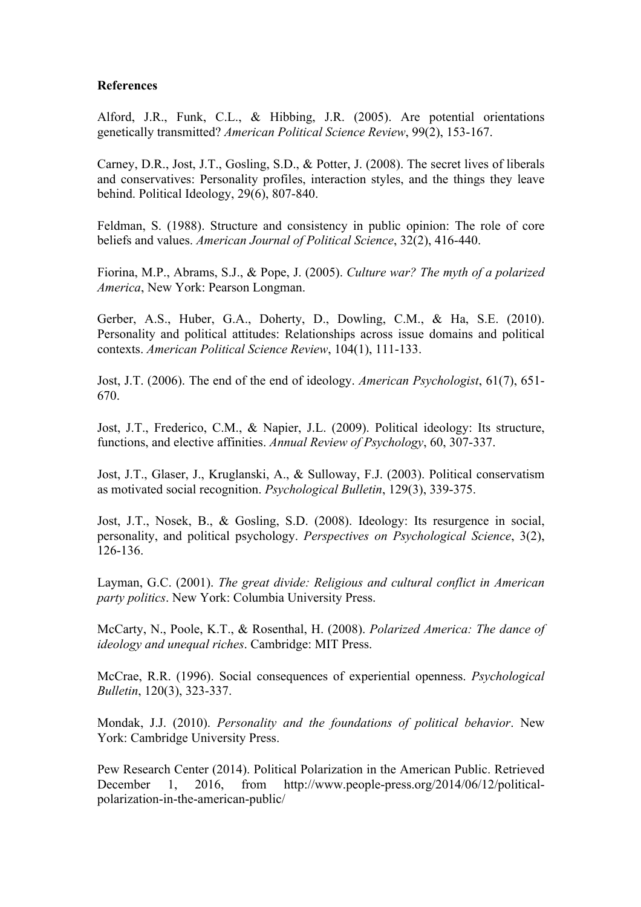**References**

Alford, J.R., Funk, C.L., & Hibbing, J.R. (2005). Are potential orientations genetically transmitted? *American Political Science Review*, 99(2), 153-167.

Carney, D.R., Jost, J.T., Gosling, S.D., & Potter, J. (2008). The secret lives of liberals and conservatives: Personality profiles, interaction styles, and the things they leave behind. Political Ideology, 29(6), 807-840.

Feldman, S. (1988). Structure and consistency in public opinion: The role of core beliefs and values. *American Journal of Political Science*, 32(2), 416-440.

Fiorina, M.P., Abrams, S.J., & Pope, J. (2005). *Culture war? The myth of a polarized America*, New York: Pearson Longman.

Gerber, A.S., Huber, G.A., Doherty, D., Dowling, C.M., & Ha, S.E. (2010). Personality and political attitudes: Relationships across issue domains and political contexts. *American Political Science Review*, 104(1), 111-133.

Jost, J.T. (2006). The end of the end of ideology. *American Psychologist*, 61(7), 651-670.

Jost, J.T., Frederico, C.M., & Napier, J.L. (2009). Political ideology: Its structure, functions, and elective affinities. *Annual Review of Psychology*, 60, 307-337.

Jost, J.T., Glaser, J., Kruglanski, A., & Sulloway, F.J. (2003). Political conservatism as motivated social recognition. *Psychological Bulletin*, 129(3), 339-375.

Jost, J.T., Nosek, B., & Gosling, S.D. (2008). Ideology: Its resurgence in social, personality, and political psychology. *Perspectives on Psychological Science*, 3(2), 126-136.

Layman, G.C. (2001). *The great divide: Religious and cultural conflict in American party politics*. New York: Columbia University Press.

McCarty, N., Poole, K.T., & Rosenthal, H. (2008). *Polarized America: The dance of ideology and unequal riches*. Cambridge: MIT Press.

McCrae, R.R. (1996). Social consequences of experiential openness. *Psychological Bulletin*, 120(3), 323-337.

Mondak, J.J. (2010). *Personality and the foundations of political behavior*. New York: Cambridge University Press.

Pew Research Center (2014). Political Polarization in the American Public. Retrieved December 1, 2016, from http://www.people-press.org/2014/06/12/political-polarization-in-the-american-public/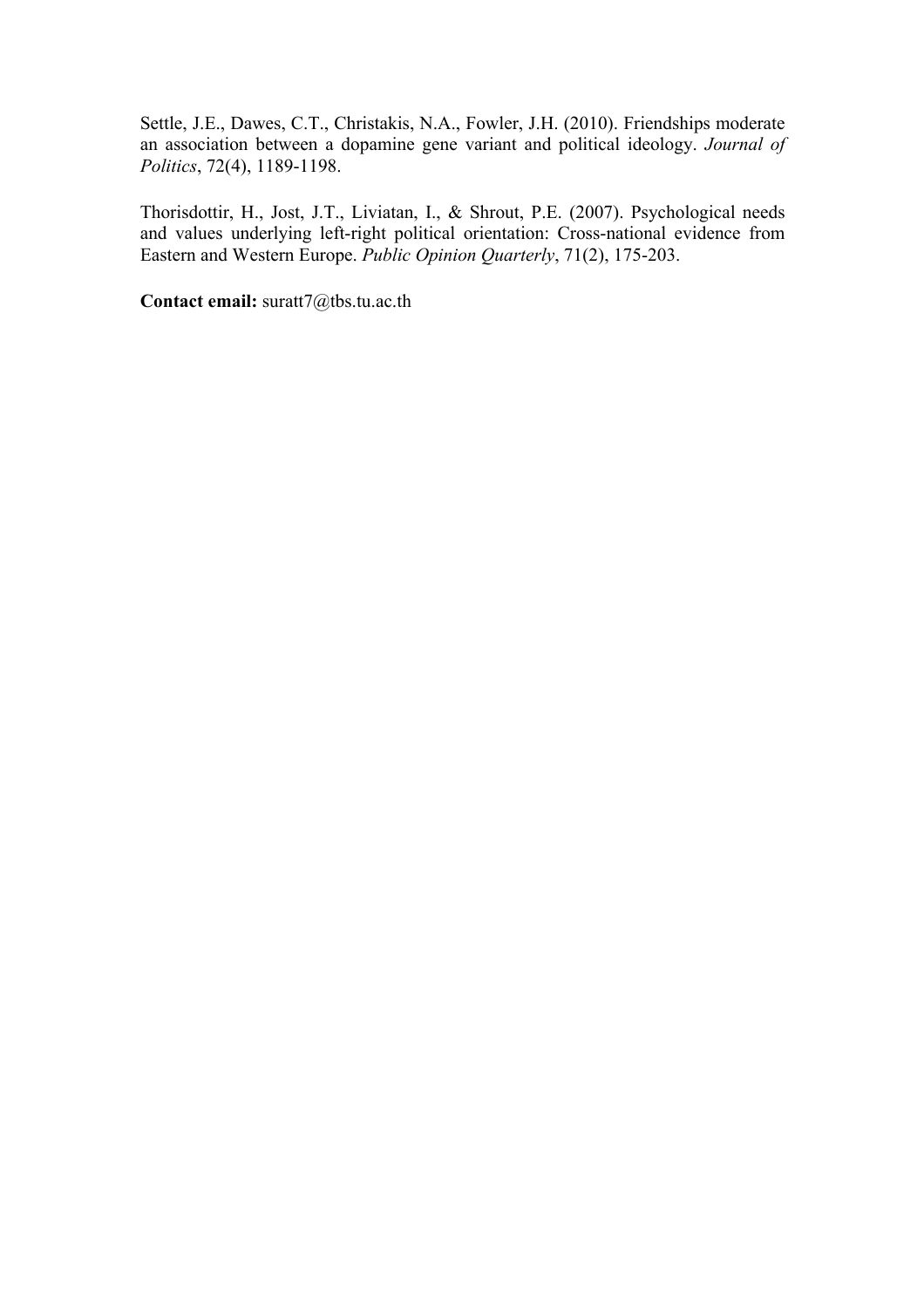Settle, J.E., Dawes, C.T., Christakis, N.A., Fowler, J.H. (2010). Friendships moderate an association between a dopamine gene variant and political ideology. *Journal of Politics*, 72(4), 1189-1198.

Thorisdottir, H., Jost, J.T., Liviatan, I., & Shrout, P.E. (2007). Psychological needs and values underlying left-right political orientation: Cross-national evidence from Eastern and Western Europe. *Public Opinion Quarterly*, 71(2), 175-203.

**Contact email:** suratt7@tbs.tu.ac.th